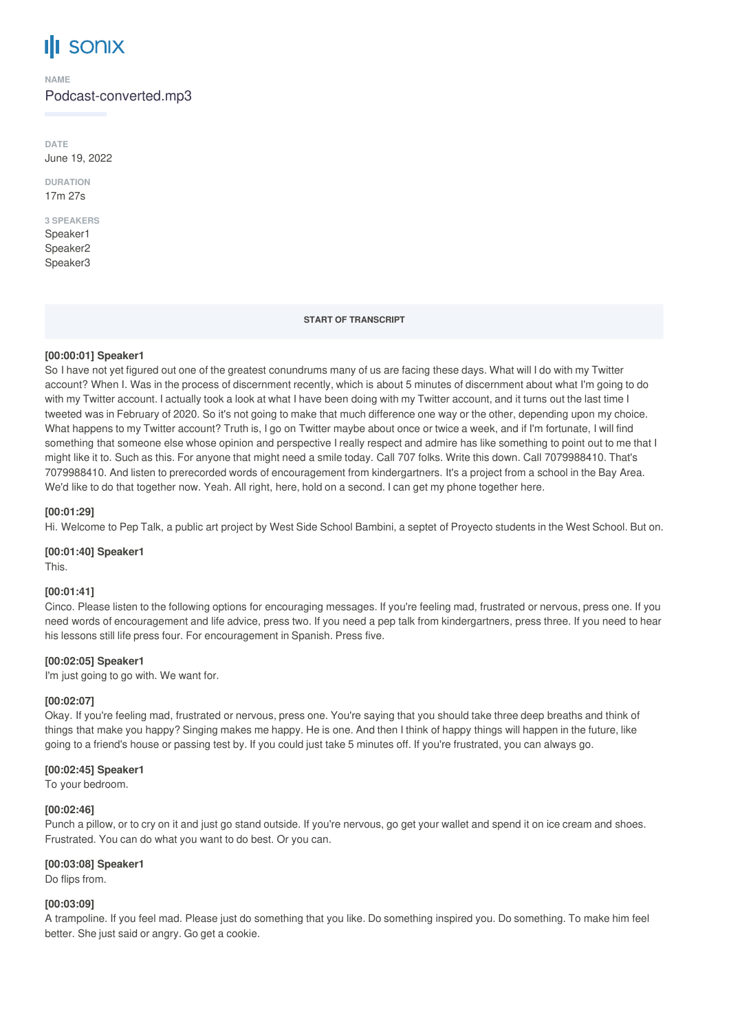# sonix

**NAME**

Podcast-converted.mp3

**DATE**

June 19, 2022

**DURATION**

17m 27s

**3 SPEAKERS**

Speaker1
Speaker2
Speaker3

**START OF TRANSCRIPT**

**[00:00:01] Speaker1**

So I have not yet figured out one of the greatest conundrums many of us are facing these days. What will I do with my Twitter account? When I. Was in the process of discernment recently, which is about 5 minutes of discernment about what I'm going to do with my Twitter account. I actually took a look at what I have been doing with my Twitter account, and it turns out the last time I tweeted was in February of 2020. So it's not going to make that much difference one way or the other, depending upon my choice. What happens to my Twitter account? Truth is, I go on Twitter maybe about once or twice a week, and if I'm fortunate, I will find something that someone else whose opinion and perspective I really respect and admire has like something to point out to me that I might like it to. Such as this. For anyone that might need a smile today. Call 707 folks. Write this down. Call 7079988410. That's 7079988410. And listen to prerecorded words of encouragement from kindergartners. It's a project from a school in the Bay Area. We'd like to do that together now. Yeah. All right, here, hold on a second. I can get my phone together here.

**[00:01:29]**

Hi. Welcome to Pep Talk, a public art project by West Side School Bambini, a septet of Proyecto students in the West School. But on.

**[00:01:40] Speaker1**

This.

**[00:01:41]**

Cinco. Please listen to the following options for encouraging messages. If you're feeling mad, frustrated or nervous, press one. If you need words of encouragement and life advice, press two. If you need a pep talk from kindergartners, press three. If you need to hear his lessons still life press four. For encouragement in Spanish. Press five.

**[00:02:05] Speaker1**

I'm just going to go with. We want for.

**[00:02:07]**

Okay. If you're feeling mad, frustrated or nervous, press one. You're saying that you should take three deep breaths and think of things that make you happy? Singing makes me happy. He is one. And then I think of happy things will happen in the future, like going to a friend's house or passing test by. If you could just take 5 minutes off. If you're frustrated, you can always go.

**[00:02:45] Speaker1**

To your bedroom.

**[00:02:46]**

Punch a pillow, or to cry on it and just go stand outside. If you're nervous, go get your wallet and spend it on ice cream and shoes. Frustrated. You can do what you want to do best. Or you can.

**[00:03:08] Speaker1**

Do flips from.

**[00:03:09]**

A trampoline. If you feel mad. Please just do something that you like. Do something inspired you. Do something. To make him feel better. She just said or angry. Go get a cookie.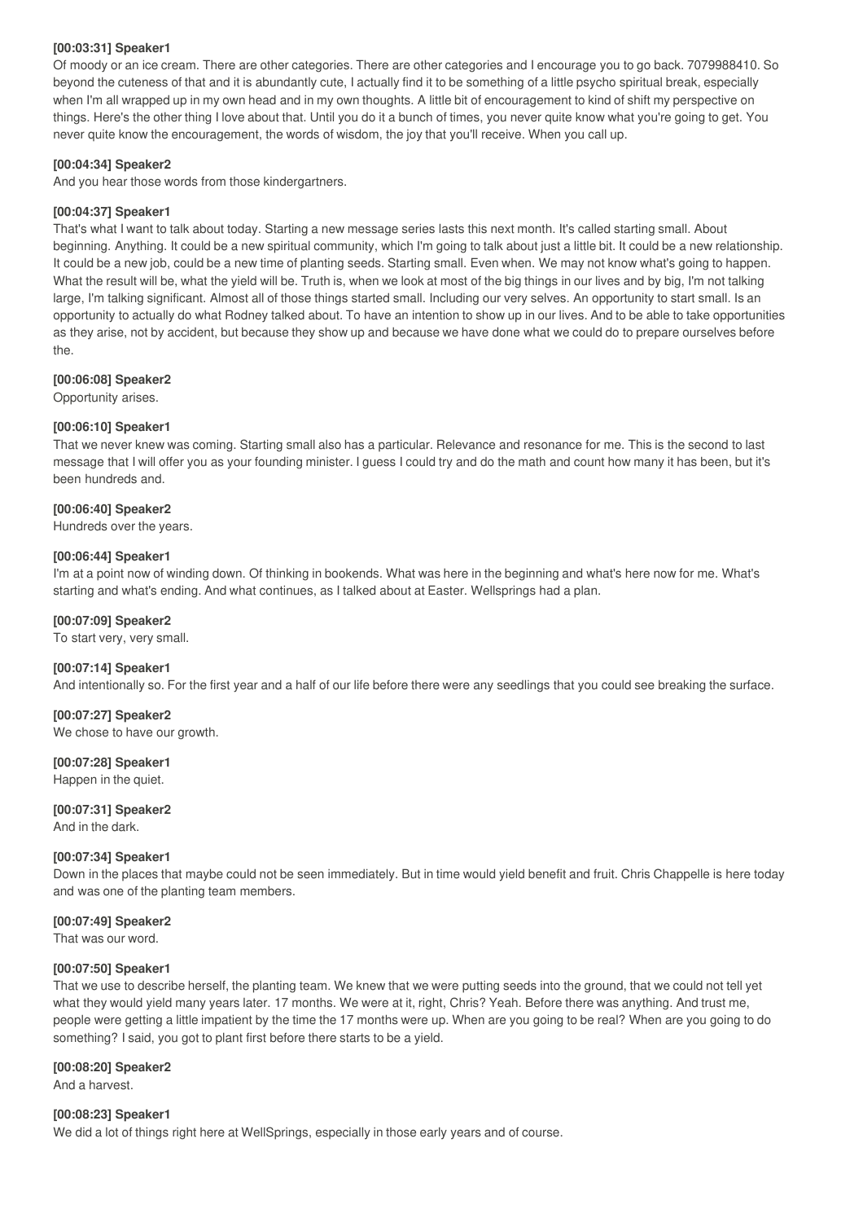**[00:03:31] Speaker1**
Of moody or an ice cream. There are other categories. There are other categories and I encourage you to go back. 7079988410. So beyond the cuteness of that and it is abundantly cute, I actually find it to be something of a little psycho spiritual break, especially when I'm all wrapped up in my own head and in my own thoughts. A little bit of encouragement to kind of shift my perspective on things. Here's the other thing I love about that. Until you do it a bunch of times, you never quite know what you're going to get. You never quite know the encouragement, the words of wisdom, the joy that you'll receive. When you call up.

**[00:04:34] Speaker2**
And you hear those words from those kindergartners.

**[00:04:37] Speaker1**
That's what I want to talk about today. Starting a new message series lasts this next month. It's called starting small. About beginning. Anything. It could be a new spiritual community, which I'm going to talk about just a little bit. It could be a new relationship. It could be a new job, could be a new time of planting seeds. Starting small. Even when. We may not know what's going to happen. What the result will be, what the yield will be. Truth is, when we look at most of the big things in our lives and by big, I'm not talking large, I'm talking significant. Almost all of those things started small. Including our very selves. An opportunity to start small. Is an opportunity to actually do what Rodney talked about. To have an intention to show up in our lives. And to be able to take opportunities as they arise, not by accident, but because they show up and because we have done what we could do to prepare ourselves before the.

**[00:06:08] Speaker2**
Opportunity arises.

**[00:06:10] Speaker1**
That we never knew was coming. Starting small also has a particular. Relevance and resonance for me. This is the second to last message that I will offer you as your founding minister. I guess I could try and do the math and count how many it has been, but it's been hundreds and.

**[00:06:40] Speaker2**
Hundreds over the years.

**[00:06:44] Speaker1**
I'm at a point now of winding down. Of thinking in bookends. What was here in the beginning and what's here now for me. What's starting and what's ending. And what continues, as I talked about at Easter. Wellsprings had a plan.

**[00:07:09] Speaker2**
To start very, very small.

**[00:07:14] Speaker1**
And intentionally so. For the first year and a half of our life before there were any seedlings that you could see breaking the surface.

**[00:07:27] Speaker2**
We chose to have our growth.

**[00:07:28] Speaker1**
Happen in the quiet.

**[00:07:31] Speaker2**
And in the dark.

**[00:07:34] Speaker1**
Down in the places that maybe could not be seen immediately. But in time would yield benefit and fruit. Chris Chappelle is here today and was one of the planting team members.

**[00:07:49] Speaker2**
That was our word.

**[00:07:50] Speaker1**
That we use to describe herself, the planting team. We knew that we were putting seeds into the ground, that we could not tell yet what they would yield many years later. 17 months. We were at it, right, Chris? Yeah. Before there was anything. And trust me, people were getting a little impatient by the time the 17 months were up. When are you going to be real? When are you going to do something? I said, you got to plant first before there starts to be a yield.

**[00:08:20] Speaker2**
And a harvest.

**[00:08:23] Speaker1**
We did a lot of things right here at WellSprings, especially in those early years and of course.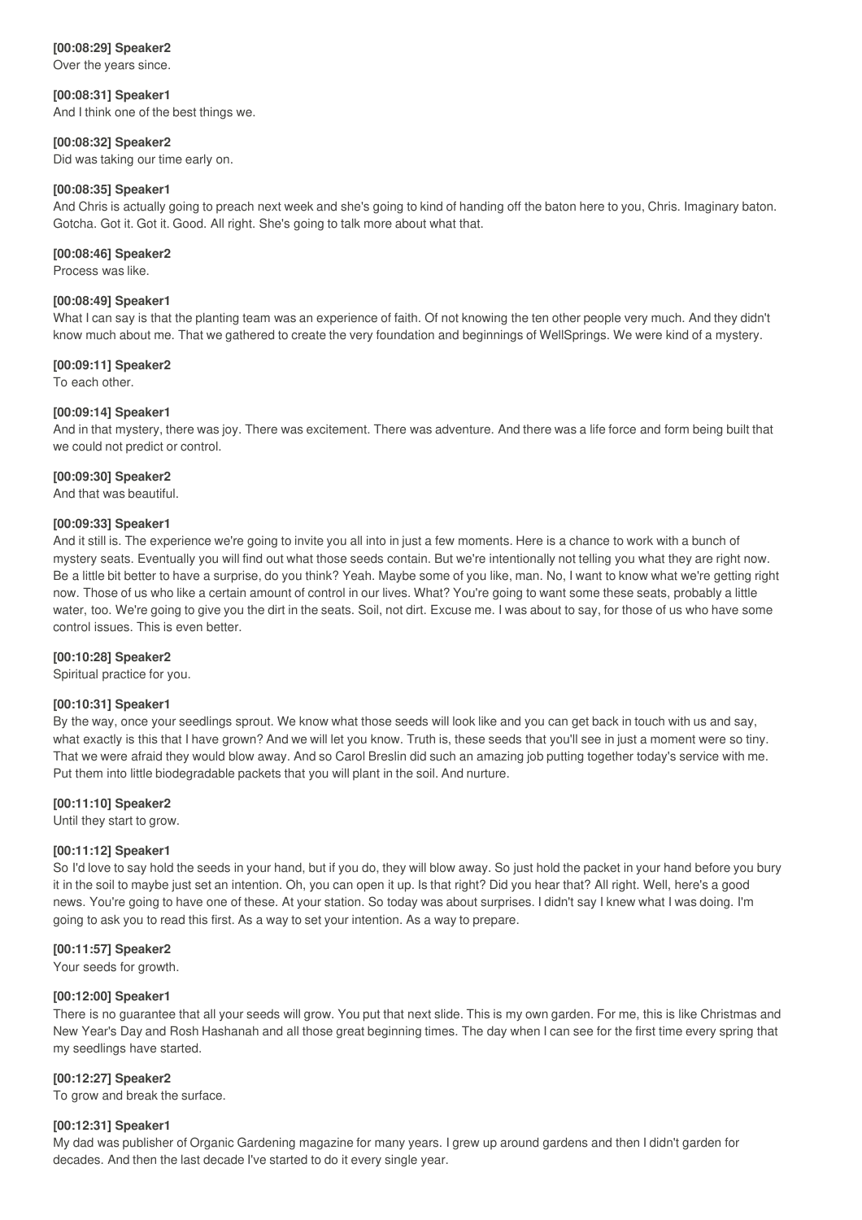**[00:08:29] Speaker2**
Over the years since.

**[00:08:31] Speaker1**
And I think one of the best things we.

**[00:08:32] Speaker2**
Did was taking our time early on.

**[00:08:35] Speaker1**
And Chris is actually going to preach next week and she's going to kind of handing off the baton here to you, Chris. Imaginary baton. Gotcha. Got it. Got it. Good. All right. She's going to talk more about what that.

**[00:08:46] Speaker2**
Process was like.

**[00:08:49] Speaker1**
What I can say is that the planting team was an experience of faith. Of not knowing the ten other people very much. And they didn't know much about me. That we gathered to create the very foundation and beginnings of WellSprings. We were kind of a mystery.

**[00:09:11] Speaker2**
To each other.

**[00:09:14] Speaker1**
And in that mystery, there was joy. There was excitement. There was adventure. And there was a life force and form being built that we could not predict or control.

**[00:09:30] Speaker2**
And that was beautiful.

**[00:09:33] Speaker1**
And it still is. The experience we're going to invite you all into in just a few moments. Here is a chance to work with a bunch of mystery seats. Eventually you will find out what those seeds contain. But we're intentionally not telling you what they are right now. Be a little bit better to have a surprise, do you think? Yeah. Maybe some of you like, man. No, I want to know what we're getting right now. Those of us who like a certain amount of control in our lives. What? You're going to want some these seats, probably a little water, too. We're going to give you the dirt in the seats. Soil, not dirt. Excuse me. I was about to say, for those of us who have some control issues. This is even better.

**[00:10:28] Speaker2**
Spiritual practice for you.

**[00:10:31] Speaker1**
By the way, once your seedlings sprout. We know what those seeds will look like and you can get back in touch with us and say, what exactly is this that I have grown? And we will let you know. Truth is, these seeds that you'll see in just a moment were so tiny. That we were afraid they would blow away. And so Carol Breslin did such an amazing job putting together today's service with me. Put them into little biodegradable packets that you will plant in the soil. And nurture.

**[00:11:10] Speaker2**
Until they start to grow.

**[00:11:12] Speaker1**
So I'd love to say hold the seeds in your hand, but if you do, they will blow away. So just hold the packet in your hand before you bury it in the soil to maybe just set an intention. Oh, you can open it up. Is that right? Did you hear that? All right. Well, here's a good news. You're going to have one of these. At your station. So today was about surprises. I didn't say I knew what I was doing. I'm going to ask you to read this first. As a way to set your intention. As a way to prepare.

**[00:11:57] Speaker2**
Your seeds for growth.

**[00:12:00] Speaker1**
There is no guarantee that all your seeds will grow. You put that next slide. This is my own garden. For me, this is like Christmas and New Year's Day and Rosh Hashanah and all those great beginning times. The day when I can see for the first time every spring that my seedlings have started.

**[00:12:27] Speaker2**
To grow and break the surface.

**[00:12:31] Speaker1**
My dad was publisher of Organic Gardening magazine for many years. I grew up around gardens and then I didn't garden for decades. And then the last decade I've started to do it every single year.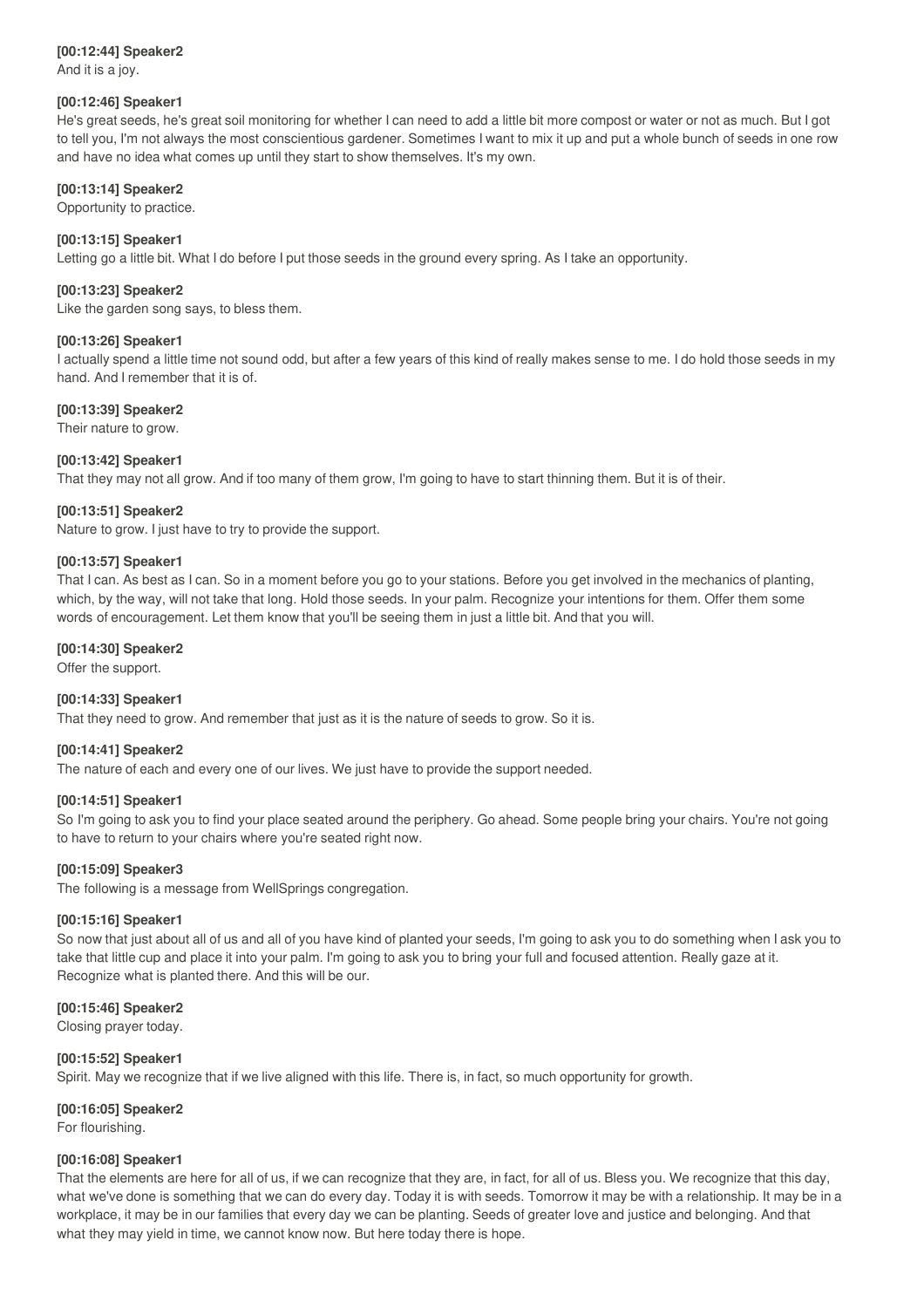**[00:12:44] Speaker2**
And it is a joy.

**[00:12:46] Speaker1**
He's great seeds, he's great soil monitoring for whether I can need to add a little bit more compost or water or not as much. But I got to tell you, I'm not always the most conscientious gardener. Sometimes I want to mix it up and put a whole bunch of seeds in one row and have no idea what comes up until they start to show themselves. It's my own.

**[00:13:14] Speaker2**
Opportunity to practice.

**[00:13:15] Speaker1**
Letting go a little bit. What I do before I put those seeds in the ground every spring. As I take an opportunity.

**[00:13:23] Speaker2**
Like the garden song says, to bless them.

**[00:13:26] Speaker1**
I actually spend a little time not sound odd, but after a few years of this kind of really makes sense to me. I do hold those seeds in my hand. And I remember that it is of.

**[00:13:39] Speaker2**
Their nature to grow.

**[00:13:42] Speaker1**
That they may not all grow. And if too many of them grow, I'm going to have to start thinning them. But it is of their.

**[00:13:51] Speaker2**
Nature to grow. I just have to try to provide the support.

**[00:13:57] Speaker1**
That I can. As best as I can. So in a moment before you go to your stations. Before you get involved in the mechanics of planting, which, by the way, will not take that long. Hold those seeds. In your palm. Recognize your intentions for them. Offer them some words of encouragement. Let them know that you'll be seeing them in just a little bit. And that you will.

**[00:14:30] Speaker2**
Offer the support.

**[00:14:33] Speaker1**
That they need to grow. And remember that just as it is the nature of seeds to grow. So it is.

**[00:14:41] Speaker2**
The nature of each and every one of our lives. We just have to provide the support needed.

**[00:14:51] Speaker1**
So I'm going to ask you to find your place seated around the periphery. Go ahead. Some people bring your chairs. You're not going to have to return to your chairs where you're seated right now.

**[00:15:09] Speaker3**
The following is a message from WellSprings congregation.

**[00:15:16] Speaker1**
So now that just about all of us and all of you have kind of planted your seeds, I'm going to ask you to do something when I ask you to take that little cup and place it into your palm. I'm going to ask you to bring your full and focused attention. Really gaze at it. Recognize what is planted there. And this will be our.

**[00:15:46] Speaker2**
Closing prayer today.

**[00:15:52] Speaker1**
Spirit. May we recognize that if we live aligned with this life. There is, in fact, so much opportunity for growth.

**[00:16:05] Speaker2**
For flourishing.

**[00:16:08] Speaker1**
That the elements are here for all of us, if we can recognize that they are, in fact, for all of us. Bless you. We recognize that this day, what we've done is something that we can do every day. Today it is with seeds. Tomorrow it may be with a relationship. It may be in a workplace, it may be in our families that every day we can be planting. Seeds of greater love and justice and belonging. And that what they may yield in time, we cannot know now. But here today there is hope.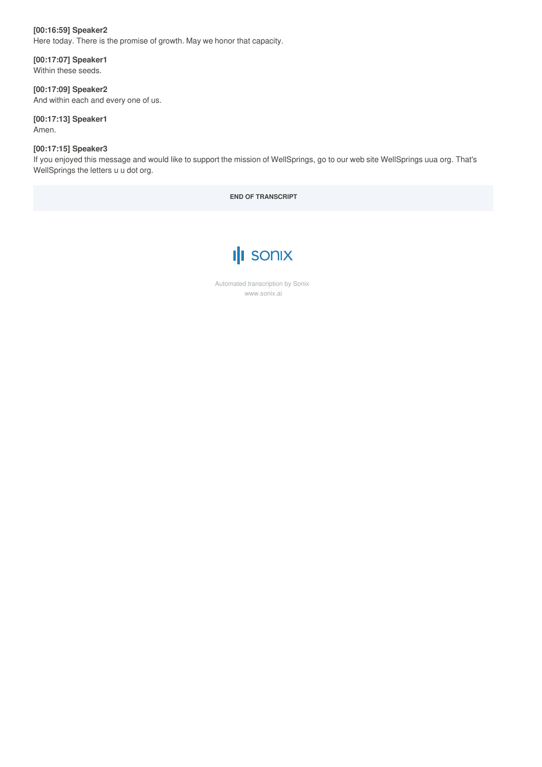**[00:16:59] Speaker2**
Here today. There is the promise of growth. May we honor that capacity.

**[00:17:07] Speaker1**
Within these seeds.

**[00:17:09] Speaker2**
And within each and every one of us.

**[00:17:13] Speaker1**
Amen.

**[00:17:15] Speaker3**
If you enjoyed this message and would like to support the mission of WellSprings, go to our web site WellSprings uua org. That's WellSprings the letters u u dot org.

**END OF TRANSCRIPT**

sonix

Automated transcription by Sonix
www.sonix.ai